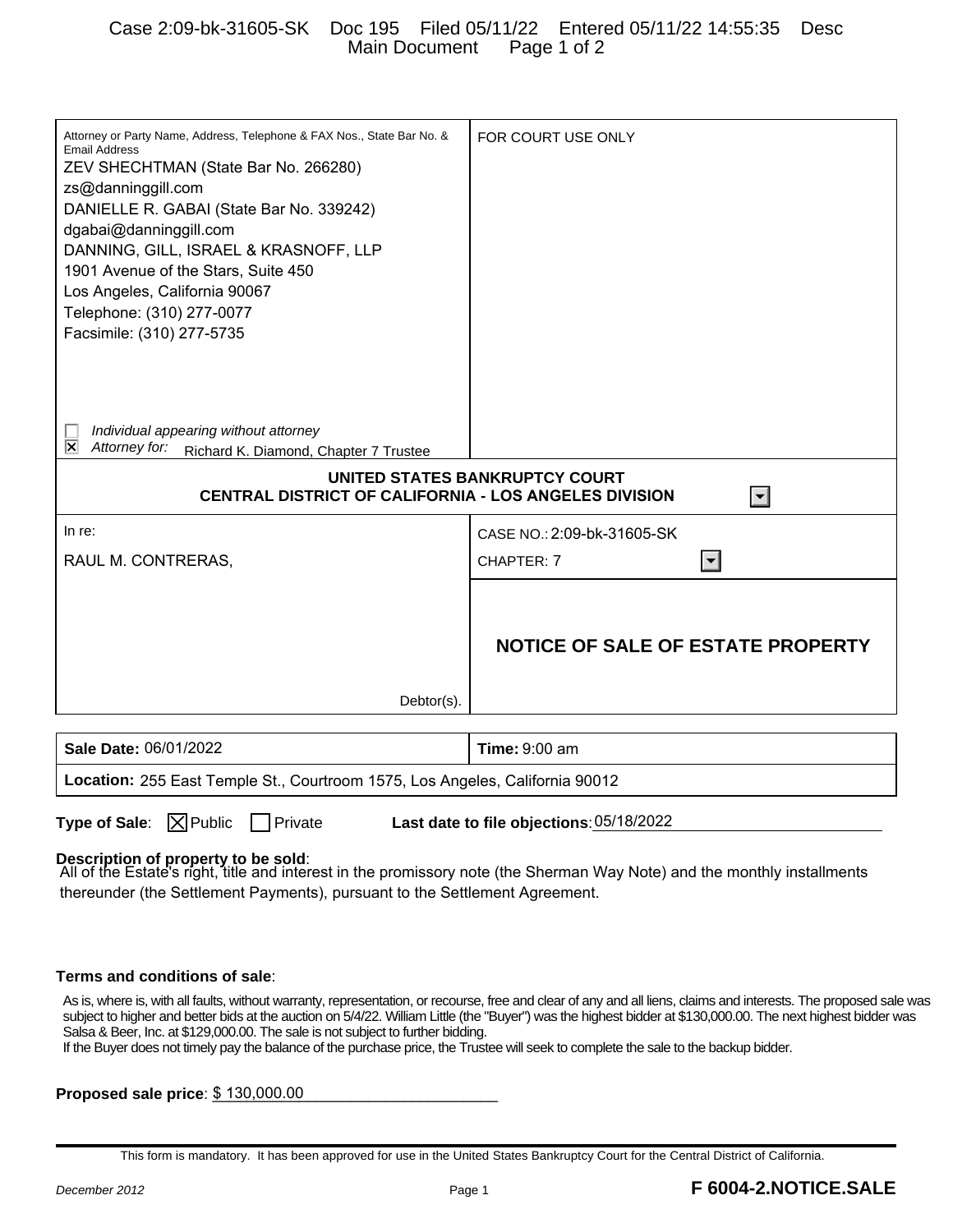Attorney or Party Name, Address, Telephone & FAX Nos., State Bar No. & Email Address
ZEV SHECHTMAN (State Bar No. 266280)
zs@danninggill.com
DANIELLE R. GABAI (State Bar No. 339242)
dgabai@danninggill.com
DANNING, GILL, ISRAEL & KRASNOFF, LLP
1901 Avenue of the Stars, Suite 450
Los Angeles, California 90067
Telephone: (310) 277-0077
Facsimile: (310) 277-5735

☐ Individual appearing without attorney
☒ Attorney for: Richard K. Diamond, Chapter 7 Trustee

FOR COURT USE ONLY

**UNITED STATES BANKRUPTCY COURT**
**CENTRAL DISTRICT OF CALIFORNIA - LOS ANGELES DIVISION**

In re:

RAUL M. CONTRERAS,

Debtor(s).

CASE NO.: 2:09-bk-31605-SK

CHAPTER: 7

# NOTICE OF SALE OF ESTATE PROPERTY

| **Sale Date:** 06/01/2022 | **Time:** 9:00 am |
|---|---|
| **Location:** 255 East Temple St., Courtroom 1575, Los Angeles, California 90012 | |

**Type of Sale**: ☒ Public ☐ Private **Last date to file objections**: 05/18/2022

**Description of property to be sold**:
All of the Estate's right, title and interest in the promissory note (the Sherman Way Note) and the monthly installments thereunder (the Settlement Payments), pursuant to the Settlement Agreement.

**Terms and conditions of sale**:

As is, where is, with all faults, without warranty, representation, or recourse, free and clear of any and all liens, claims and interests. The proposed sale was subject to higher and better bids at the auction on 5/4/22. William Little (the "Buyer") was the highest bidder at $130,000.00. The next highest bidder was Salsa & Beer, Inc. at $129,000.00. The sale is not subject to further bidding.
If the Buyer does not timely pay the balance of the purchase price, the Trustee will seek to complete the sale to the backup bidder.

**Proposed sale price**: $ 130,000.00

This form is mandatory. It has been approved for use in the United States Bankruptcy Court for the Central District of California.

December 2012 **F 6004-2.NOTICE.SALE**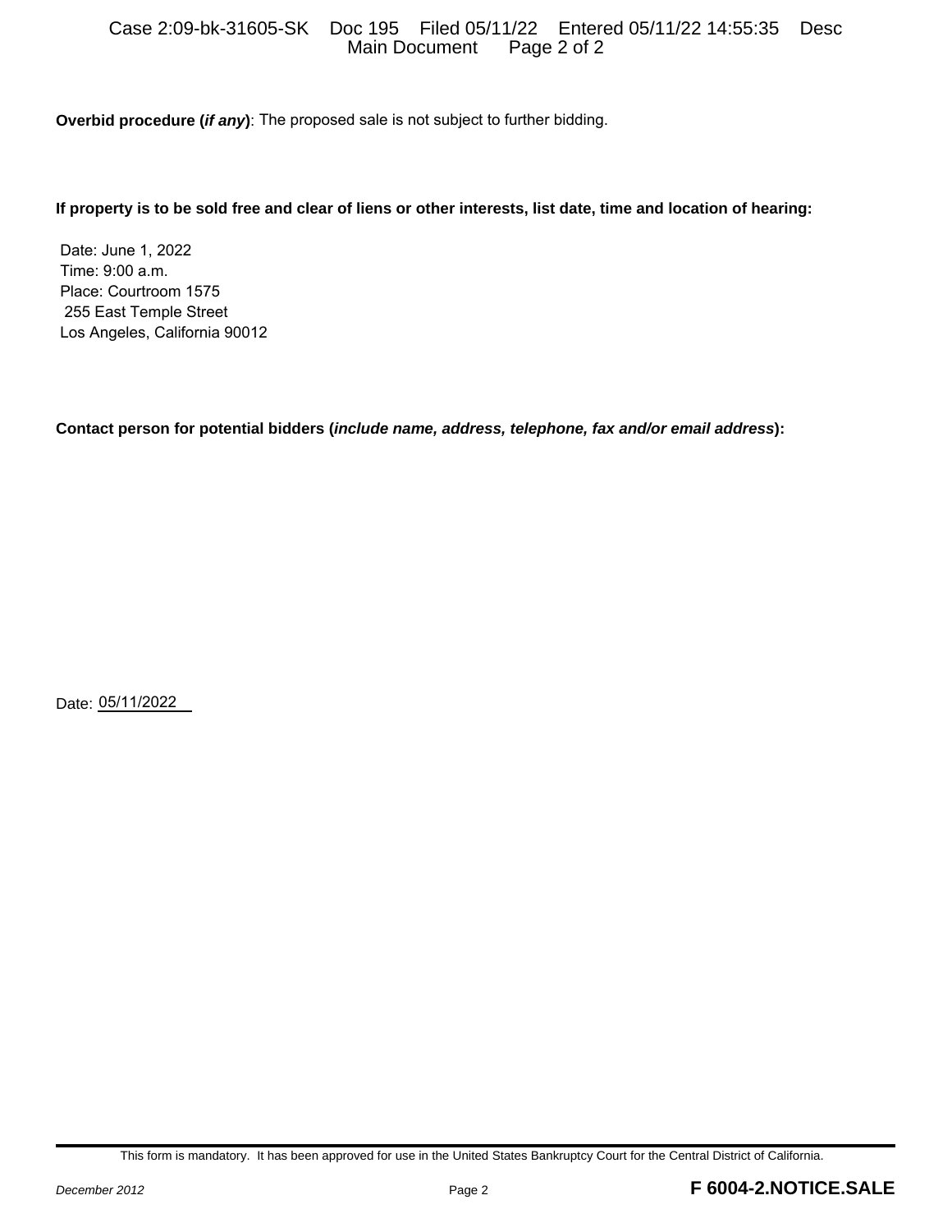**Overbid procedure (*if any*)**: The proposed sale is not subject to further bidding.

**If property is to be sold free and clear of liens or other interests, list date, time and location of hearing:**

Date: June 1, 2022
Time: 9:00 a.m.
Place: Courtroom 1575
255 East Temple Street
Los Angeles, California 90012

**Contact person for potential bidders (*include name, address, telephone, fax and/or email address*):**

Date: 05/11/2022

This form is mandatory. It has been approved for use in the United States Bankruptcy Court for the Central District of California.

*December 2012* **F 6004-2.NOTICE.SALE**